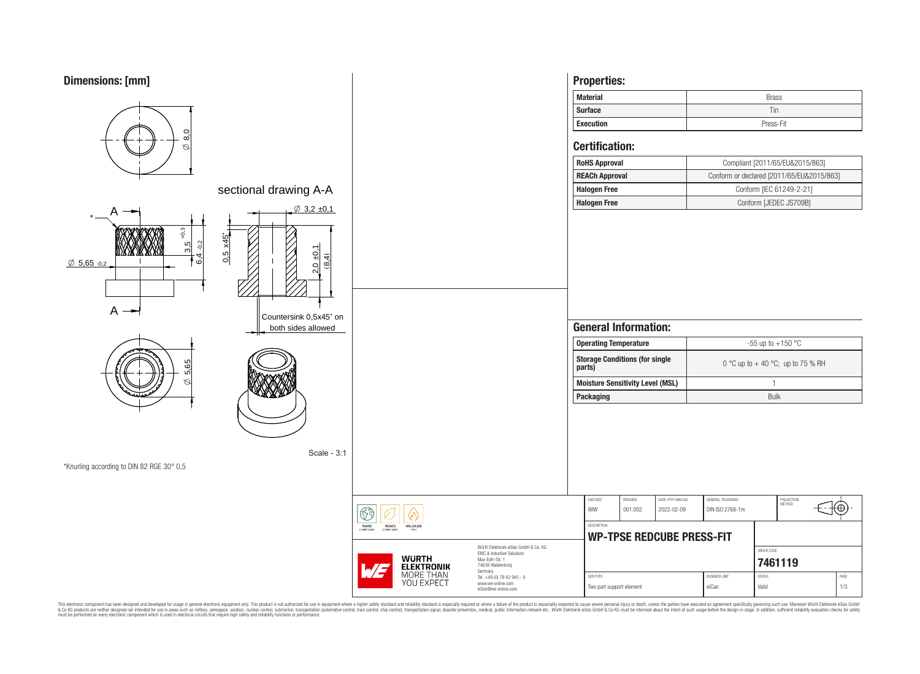## Dimensions: [mm]

sectional drawing A-A

Ø 8,0

Ø 3,2 ±0,1

Ø 5,65 -0,2

3,5 +0,3

6,4 -0,2

0,5 x45°

2,0 ±0,1

(8,4)

Countersink 0,5x45° on both sides allowed

Ø 5,65

Scale - 3:1

*Knurling according to DIN 82 RGE 30° 0,5

## Properties:

| Material | Brass |
|---|---|
| Surface | Tin |
| Execution | Press-Fit |

## Certification:

| RoHS Approval | Compliant [2011/65/EU&2015/863] |
|---|---|
| REACh Approval | Conform or declared [2011/65/EU&2015/863] |
| Halogen Free | Conform [IEC 61249-2-21] |
| Halogen Free | Conform [JEDEC JS709B] |

## General Information:

| Operating Temperature | -55 up to +150 °C |
|---|---|
| Storage Conditions (for single parts) | 0 °C up to + 40 °C; up to 75 % RH |
| Moisture Sensitivity Level (MSL) | 1 |
| Packaging | Bulk |

| CHECKED | REVISION | DATE (YYYY-MM-DD) | GENERAL TOLERANCE | PROJECTION METHOD |
|---|---|---|---|---|
| WIW | 001.002 | 2022-02-09 | DIN ISO 2768-1m | |

DESCRIPTION

**WP-TPSE REDCUBE PRESS-FIT**

ORDER CODE: **7461119**

| SIZE/TYPE | BUSINESS UNIT | STATUS | PAGE |
|---|---|---|---|
| Two part support element | eiCan | Valid | 1/3 |

Würth Elektronik eiSos GmbH & Co. KG
EMC & Inductive Solutions
Max-Eyth-Str. 1
74638 Waldenburg
Germany
Tel. +49 (0) 79 42 945 - 0
www.we-online.com
eiSos@we-online.com

WÜRTH ELEKTRONIK MORE THAN YOU EXPECT

This electronic component has been designed and developed for usage in general electronic equipment only. This product is not authorized for use in equipment where a higher safety standard and reliability standard is especially required or where a failure of the product is reasonably expected to cause severe personal injury or death, unless the parties have executed an agreement specifically governing such use. Moreover Würth Elektronik eiSos GmbH & Co KG products are neither designed nor intended for use in areas such as military, aerospace, aviation, nuclear control, submarine, transportation (automotive control, train control, ship control), transportation signal, disaster prevention, medical, public information network etc.. Würth Elektronik eiSos GmbH & Co KG must be informed about the intent of such usage before the design-in stage. In addition, sufficient reliability evaluation checks for safety must be performed on every electronic component which is used in electrical circuits that require high safety and reliability functions or performance.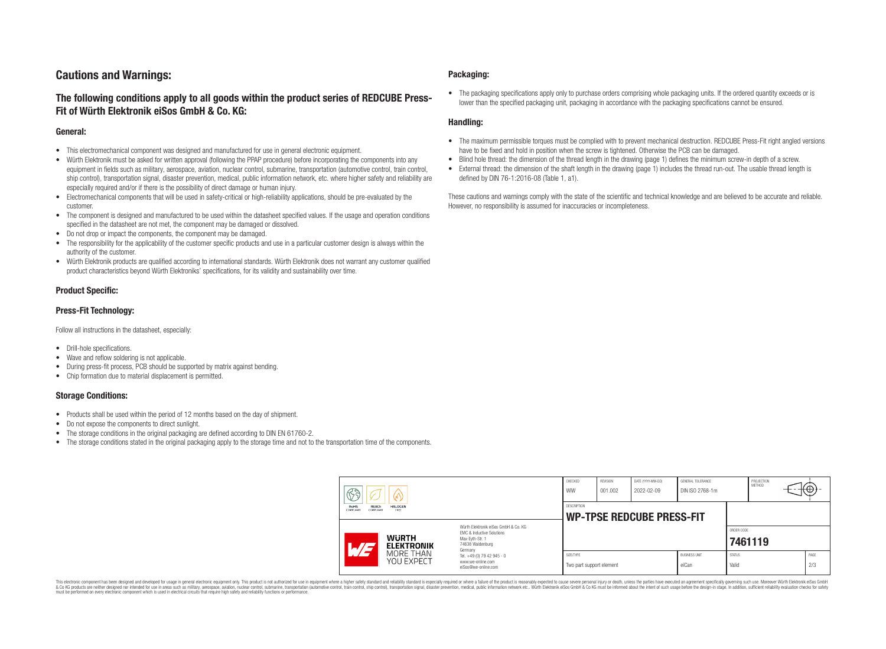# Cautions and Warnings:

## The following conditions apply to all goods within the product series of REDCUBE Press-Fit of Würth Elektronik eiSos GmbH & Co. KG:

### General:

- This electromechanical component was designed and manufactured for use in general electronic equipment.
- Würth Elektronik must be asked for written approval (following the PPAP procedure) before incorporating the components into any equipment in fields such as military, aerospace, aviation, nuclear control, submarine, transportation (automotive control, train control, ship control), transportation signal, disaster prevention, medical, public information network, etc. where higher safety and reliability are especially required and/or if there is the possibility of direct damage or human injury.
- Electromechanical components that will be used in safety-critical or high-reliability applications, should be pre-evaluated by the customer.
- The component is designed and manufactured to be used within the datasheet specified values. If the usage and operation conditions specified in the datasheet are not met, the component may be damaged or dissolved.
- Do not drop or impact the components, the component may be damaged.
- The responsibility for the applicability of the customer specific products and use in a particular customer design is always within the authority of the customer.
- Würth Elektronik products are qualified according to international standards. Würth Elektronik does not warrant any customer qualified product characteristics beyond Würth Elektroniks' specifications, for its validity and sustainability over time.

### Product Specific:

### Press-Fit Technology:

Follow all instructions in the datasheet, especially:

- Drill-hole specifications.
- Wave and reflow soldering is not applicable.
- During press-fit process, PCB should be supported by matrix against bending.
- Chip formation due to material displacement is permitted.

### Storage Conditions:

- Products shall be used within the period of 12 months based on the day of shipment.
- Do not expose the components to direct sunlight.
- The storage conditions in the original packaging are defined according to DIN EN 61760-2.
- The storage conditions stated in the original packaging apply to the storage time and not to the transportation time of the components.

### Packaging:

- The packaging specifications apply only to purchase orders comprising whole packaging units. If the ordered quantity exceeds or is lower than the specified packaging unit, packaging in accordance with the packaging specifications cannot be ensured.

### Handling:

- The maximum permissible torques must be complied with to prevent mechanical destruction. REDCUBE Press-Fit right angled versions have to be fixed and hold in position when the screw is tightened. Otherwise the PCB can be damaged.
- Blind hole thread: the dimension of the thread length in the drawing (page 1) defines the minimum screw-in depth of a screw.
- External thread: the dimension of the shaft length in the drawing (page 1) includes the thread run-out. The usable thread length is defined by DIN 76-1:2016-08 (Table 1, a1).

These cautions and warnings comply with the state of the scientific and technical knowledge and are believed to be accurate and reliable. However, no responsibility is assumed for inaccuracies or incompleteness.

| CHECKED | REVISION | DATE (YYYY-MM-DD) | GENERAL TOLERANCE | PROJECTION METHOD |
|---|---|---|---|---|
| WIW | 001.002 | 2022-02-09 | DIN ISO 2768-1m | |

DESCRIPTION: **WP-TPSE REDCUBE PRESS-FIT**

Würth Elektronik eiSos GmbH & Co. KG
EMC & Inductive Solutions
Max-Eyth-Str. 1
74638 Waldenburg
Germany
Tel. +49 (0) 79 42 945 - 0
www.we-online.com
eiSos@we-online.com

| ORDER CODE | SIZE/TYPE | BUSINESS UNIT | STATUS | PAGE |
|---|---|---|---|---|
| 7461119 | Two part support element | eiCan | Valid | 2/3 |

This electronic component has been designed and developed for usage in general electronic equipment only. This product is not authorized for use in equipment where a higher safety standard and reliability standard is especially required or where a failure of the product is reasonably expected to cause severe personal injury or death, unless the parties have executed an agreement specifically governing such use. Moreover Würth Elektronik eiSos GmbH & Co KG products are neither designed nor intended for use in areas such as military, aerospace, aviation, nuclear control, submarine, transportation (automotive control, train control, ship control), transportation signal, disaster prevention, medical, public information network etc.. Würth Elektronik eiSos GmbH & Co KG must be informed about the intent of such usage before the design-in stage. In addition, sufficient reliability evaluation checks for safety must be performed on every electronic component which is used in electrical circuits that require high safety and reliability functions or performance.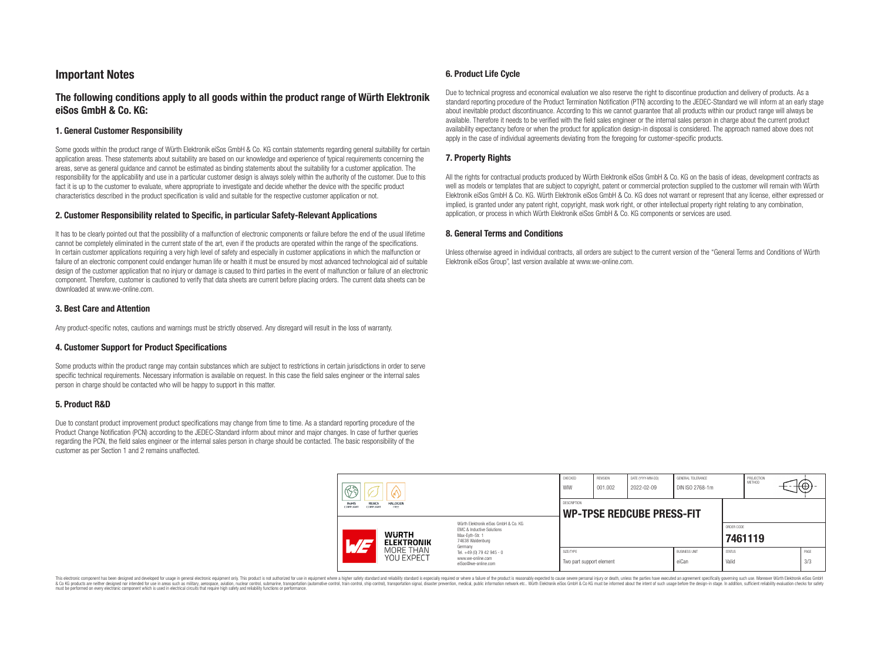# Important Notes

## The following conditions apply to all goods within the product range of Würth Elektronik eiSos GmbH & Co. KG:

### 1. General Customer Responsibility

Some goods within the product range of Würth Elektronik eiSos GmbH & Co. KG contain statements regarding general suitability for certain application areas. These statements about suitability are based on our knowledge and experience of typical requirements concerning the areas, serve as general guidance and cannot be estimated as binding statements about the suitability for a customer application. The responsibility for the applicability and use in a particular customer design is always solely within the authority of the customer. Due to this fact it is up to the customer to evaluate, where appropriate to investigate and decide whether the device with the specific product characteristics described in the product specification is valid and suitable for the respective customer application or not.

### 2. Customer Responsibility related to Specific, in particular Safety-Relevant Applications

It has to be clearly pointed out that the possibility of a malfunction of electronic components or failure before the end of the usual lifetime cannot be completely eliminated in the current state of the art, even if the products are operated within the range of the specifications. In certain customer applications requiring a very high level of safety and especially in customer applications in which the malfunction or failure of an electronic component could endanger human life or health it must be ensured by most advanced technological aid of suitable design of the customer application that no injury or damage is caused to third parties in the event of malfunction or failure of an electronic component. Therefore, customer is cautioned to verify that data sheets are current before placing orders. The current data sheets can be downloaded at www.we-online.com.

### 3. Best Care and Attention

Any product-specific notes, cautions and warnings must be strictly observed. Any disregard will result in the loss of warranty.

### 4. Customer Support for Product Specifications

Some products within the product range may contain substances which are subject to restrictions in certain jurisdictions in order to serve specific technical requirements. Necessary information is available on request. In this case the field sales engineer or the internal sales person in charge should be contacted who will be happy to support in this matter.

### 5. Product R&D

Due to constant product improvement product specifications may change from time to time. As a standard reporting procedure of the Product Change Notification (PCN) according to the JEDEC-Standard inform about minor and major changes. In case of further queries regarding the PCN, the field sales engineer or the internal sales person in charge should be contacted. The basic responsibility of the customer as per Section 1 and 2 remains unaffected.

### 6. Product Life Cycle

Due to technical progress and economical evaluation we also reserve the right to discontinue production and delivery of products. As a standard reporting procedure of the Product Termination Notification (PTN) according to the JEDEC-Standard we will inform at an early stage about inevitable product discontinuance. According to this we cannot guarantee that all products within our product range will always be available. Therefore it needs to be verified with the field sales engineer or the internal sales person in charge about the current product availability expectancy before or when the product for application design-in disposal is considered. The approach named above does not apply in the case of individual agreements deviating from the foregoing for customer-specific products.

### 7. Property Rights

All the rights for contractual products produced by Würth Elektronik eiSos GmbH & Co. KG on the basis of ideas, development contracts as well as models or templates that are subject to copyright, patent or commercial protection supplied to the customer will remain with Würth Elektronik eiSos GmbH & Co. KG. Würth Elektronik eiSos GmbH & Co. KG does not warrant or represent that any license, either expressed or implied, is granted under any patent right, copyright, mask work right, or other intellectual property right relating to any combination, application, or process in which Würth Elektronik eiSos GmbH & Co. KG components or services are used.

### 8. General Terms and Conditions

Unless otherwise agreed in individual contracts, all orders are subject to the current version of the "General Terms and Conditions of Würth Elektronik eiSos Group", last version available at www.we-online.com.

| | | | | | | |
|---|---|---|---|---|---|---|
| RoHS COMPLIANT / REACh COMPLIANT / HALOGEN FREE | CHECKED WIW | REVISION 001.002 | DATE (YYYY-MM-DD) 2022-02-09 | GENERAL TOLERANCE DIN ISO 2768-1m | | PROJECTION METHOD |
| | DESCRIPTION **WP-TPSE REDCUBE PRESS-FIT** | | | | | |
| WÜRTH ELEKTRONIK MORE THAN YOU EXPECT — Würth Elektronik eiSos GmbH & Co. KG, EMC & Inductive Solutions, Max-Eyth-Str. 1, 74638 Waldenburg, Germany, Tel. +49 (0) 79 42 945 - 0, www.we-online.com, eiSos@we-online.com | | | | | ORDER CODE **7461119** | |
| | SIZE/TYPE Two part support element | | | BUSINESS UNIT eiCan | STATUS Valid | PAGE 3/3 |

This electronic component has been designed and developed for usage in general electronic equipment only. This product is not authorized for use in equipment where a higher safety standard and reliability standard is especially required or where a failure of the product is reasonably expected to cause severe personal injury or death, unless the parties have executed an agreement specifically governing such use. Moreover Würth Elektronik eiSos GmbH & Co KG products are neither designed nor intended for use in areas such as military, aerospace, aviation, nuclear control, submarine, transportation (automotive control, train control, ship control), transportation signal, disaster prevention, medical, public information network etc.. Würth Elektronik eiSos GmbH & Co KG must be informed about the intent of such usage before the design-in stage. In addition, sufficient reliability evaluation checks for safety must be performed on every electronic component which is used in electrical circuits that require high safety and reliability functions or performance.